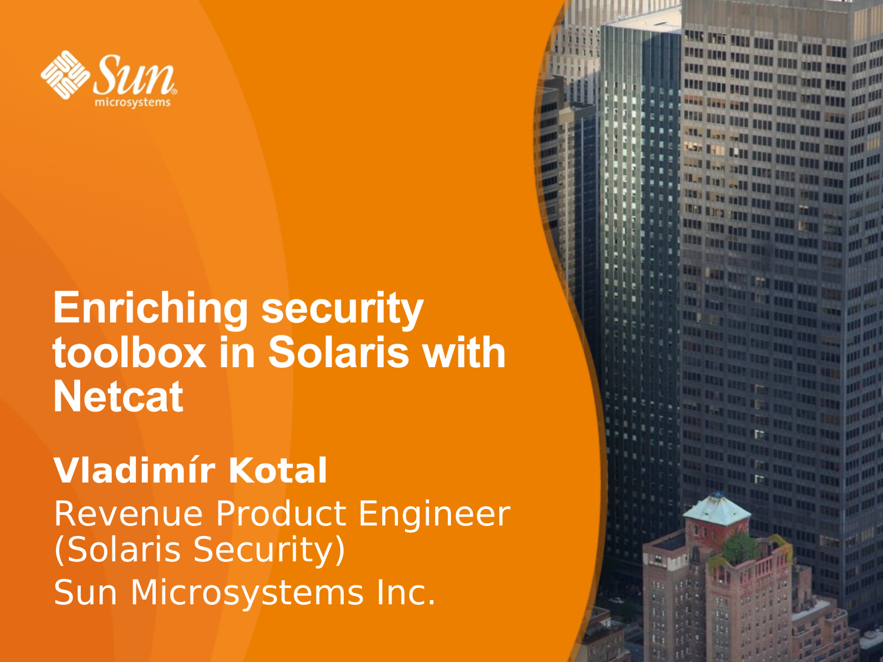# Enriching security toolbox in Solaris with Netcat

**Vladimír Kotal**

Revenue Product Engineer (Solaris Security)

Sun Microsystems Inc.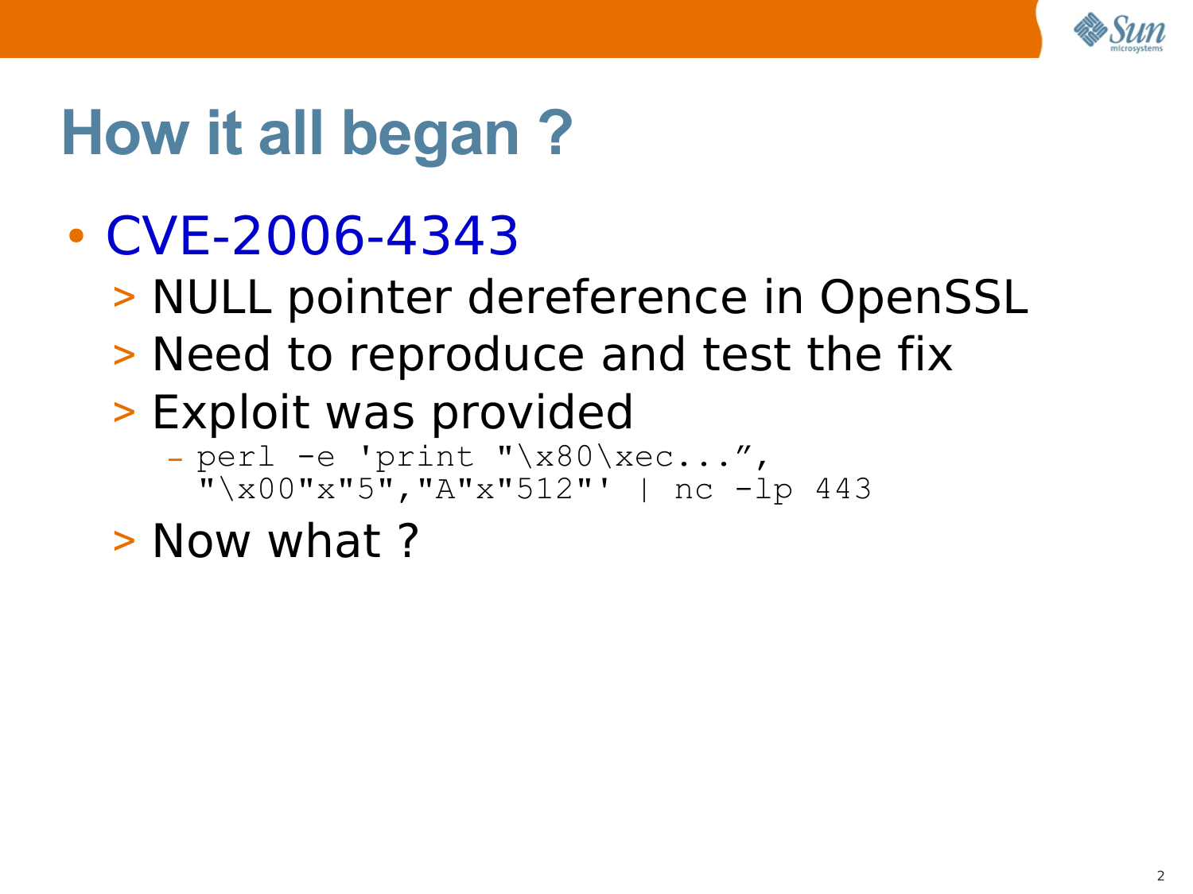# How it all began ?

- CVE-2006-4343
  - NULL pointer dereference in OpenSSL
  - Need to reproduce and test the fix
  - Exploit was provided
    - `perl -e 'print "\x80\xec...”, "\x00"x"5","A"x"512"' | nc -lp 443`
  - Now what ?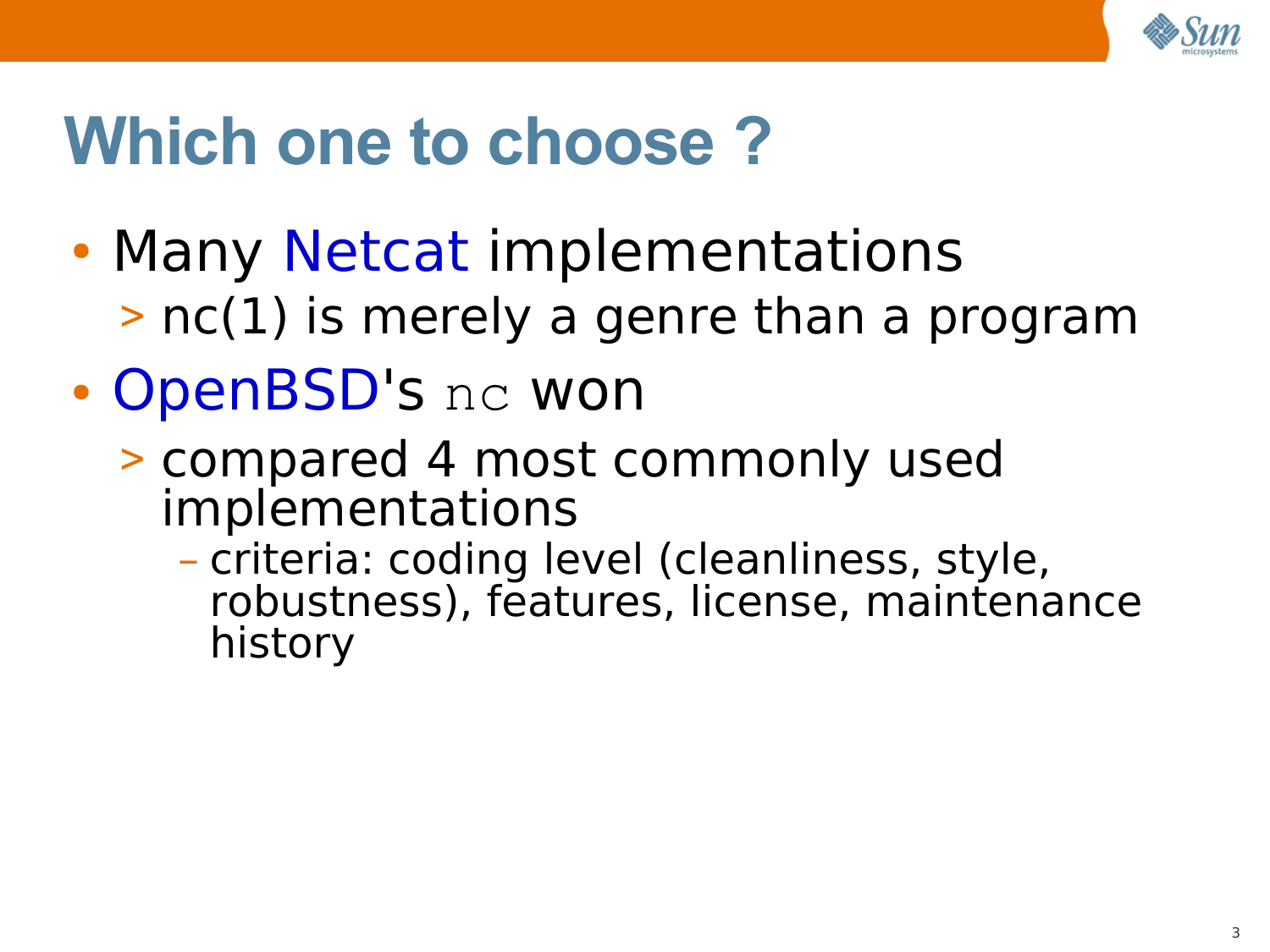# Which one to choose ?

- Many Netcat implementations
  - nc(1) is merely a genre than a program
- OpenBSD's `nc` won
  - compared 4 most commonly used implementations
    - criteria: coding level (cleanliness, style, robustness), features, license, maintenance history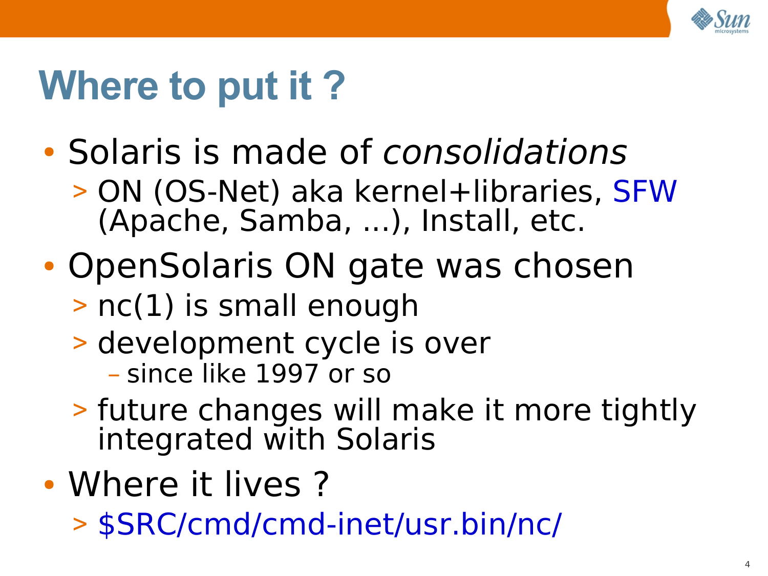# Where to put it ?

- Solaris is made of *consolidations*
  - ON (OS-Net) aka kernel+libraries, SFW (Apache, Samba, ...), Install, etc.
- OpenSolaris ON gate was chosen
  - nc(1) is small enough
  - development cycle is over
    - since like 1997 or so
  - future changes will make it more tightly integrated with Solaris
- Where it lives ?
  - $SRC/cmd/cmd-inet/usr.bin/nc/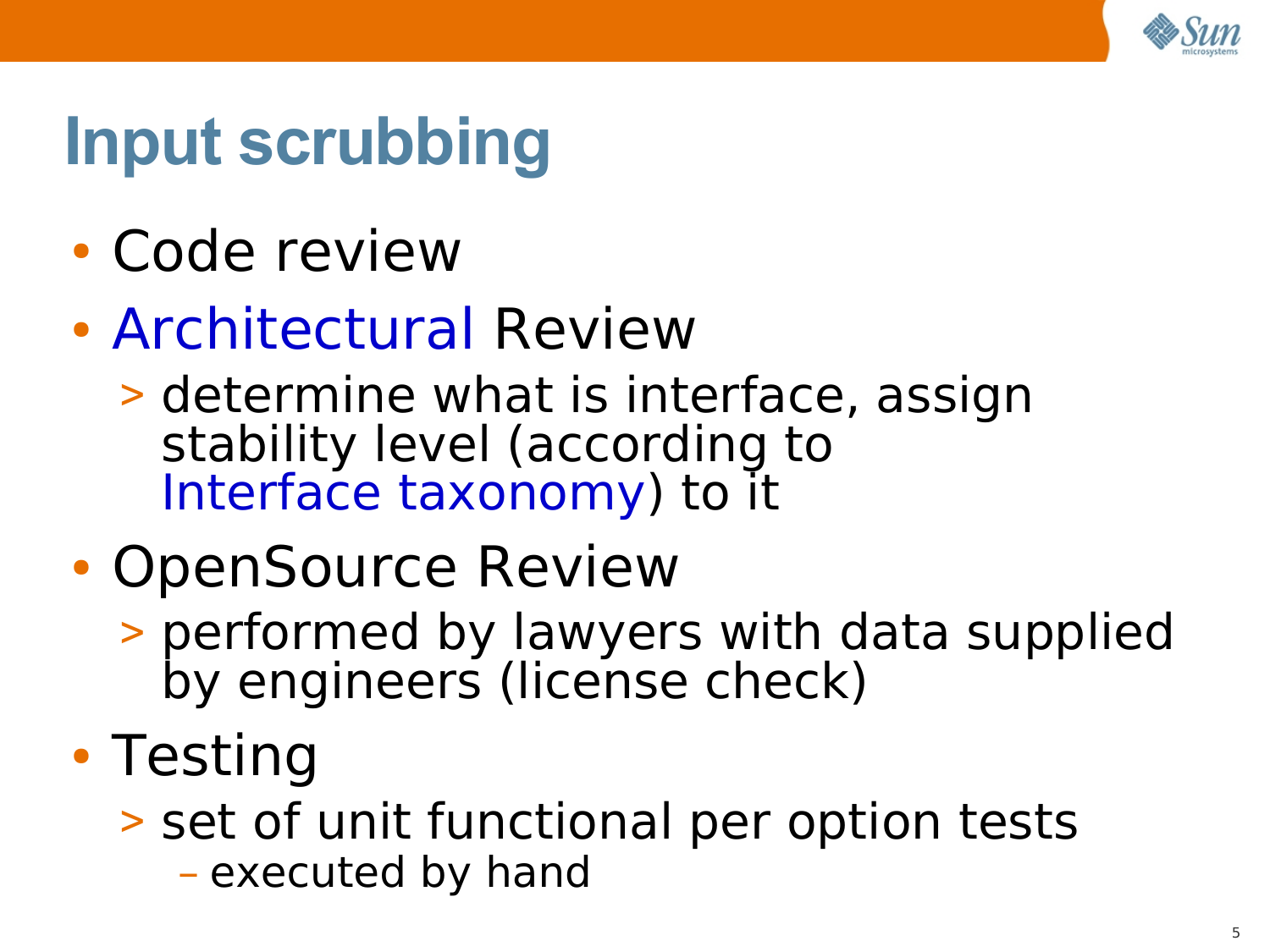# Input scrubbing

- Code review
- Architectural Review
  - determine what is interface, assign stability level (according to Interface taxonomy) to it
- OpenSource Review
  - performed by lawyers with data supplied by engineers (license check)
- Testing
  - set of unit functional per option tests
    - executed by hand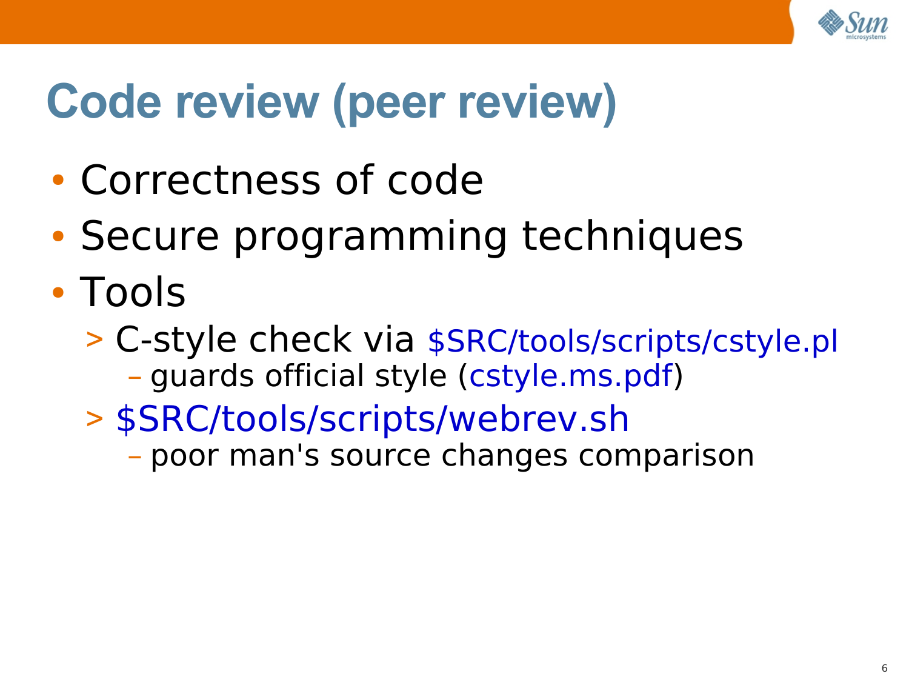# Code review (peer review)

- Correctness of code
- Secure programming techniques
- Tools
  - C-style check via $SRC/tools/scripts/cstyle.pl
    - guards official style (cstyle.ms.pdf)
  - $SRC/tools/scripts/webrev.sh
    - poor man's source changes comparison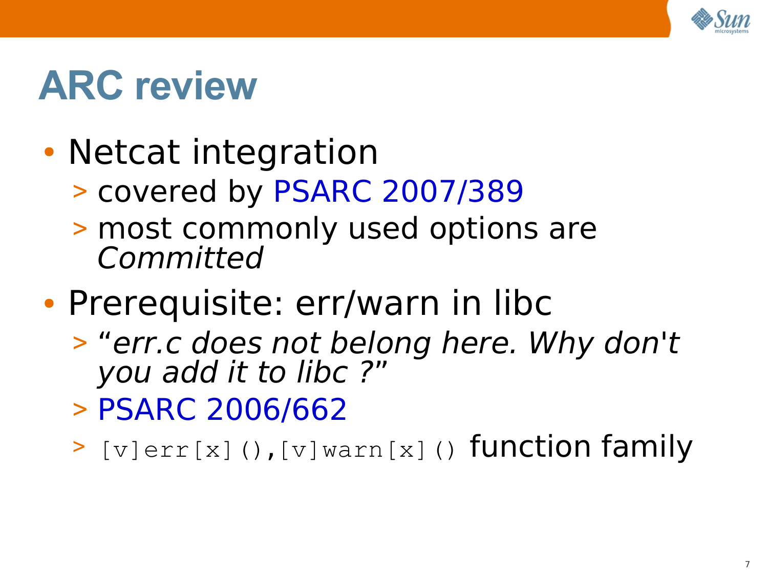# ARC review

- Netcat integration
  - covered by PSARC 2007/389
  - most commonly used options are *Committed*
- Prerequisite: err/warn in libc
  - *“err.c does not belong here. Why don't you add it to libc ?”*
  - PSARC 2006/662
  - `[v]err[x](),[v]warn[x]()` function family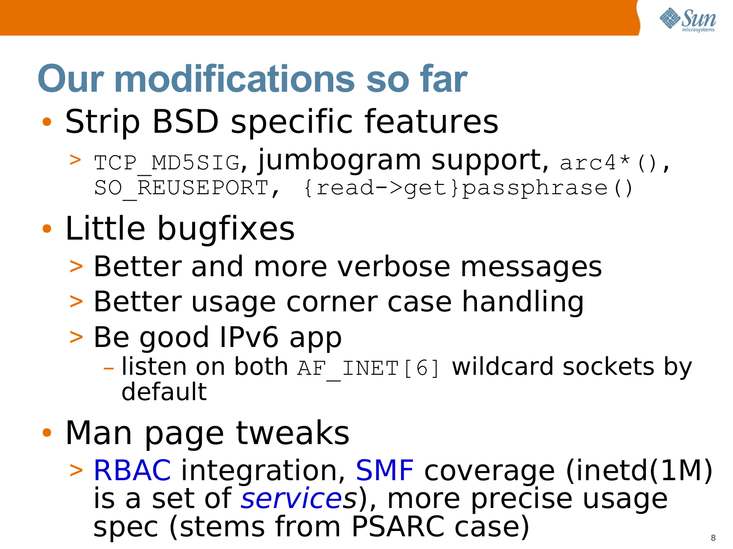# Our modifications so far

- Strip BSD specific features
  - `TCP_MD5SIG`, jumbogram support, `arc4*()`, `SO_REUSEPORT`, `{read->get}passphrase()`
- Little bugfixes
  - Better and more verbose messages
  - Better usage corner case handling
  - Be good IPv6 app
    - listen on both `AF_INET[6]` wildcard sockets by default
- Man page tweaks
  - RBAC integration, SMF coverage (inetd(1M) is a set of *services*), more precise usage spec (stems from PSARC case)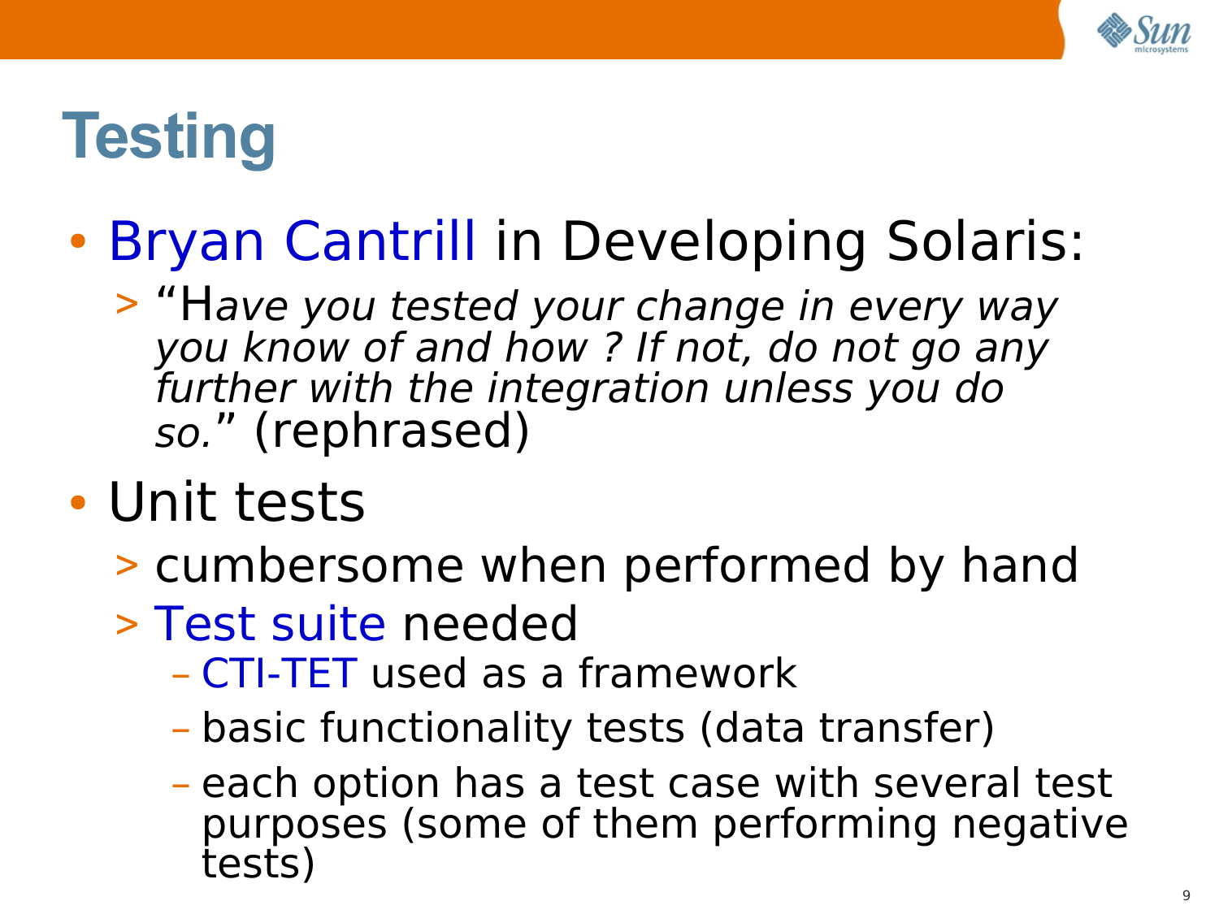# Testing

- Bryan Cantrill in Developing Solaris:
  - "H*ave you tested your change in every way you know of and how ? If not, do not go any further with the integration unless you do so.*" (rephrased)
- Unit tests
  - cumbersome when performed by hand
  - Test suite needed
    - CTI-TET used as a framework
    - basic functionality tests (data transfer)
    - each option has a test case with several test purposes (some of them performing negative tests)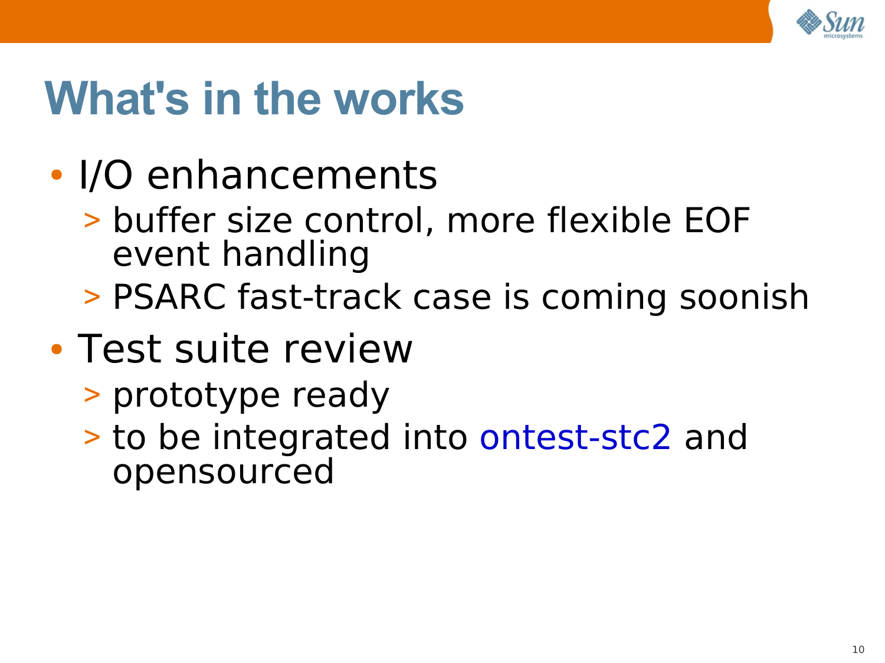# What's in the works

- I/O enhancements
  - buffer size control, more flexible EOF event handling
  - PSARC fast-track case is coming soonish
- Test suite review
  - prototype ready
  - to be integrated into ontest-stc2 and opensourced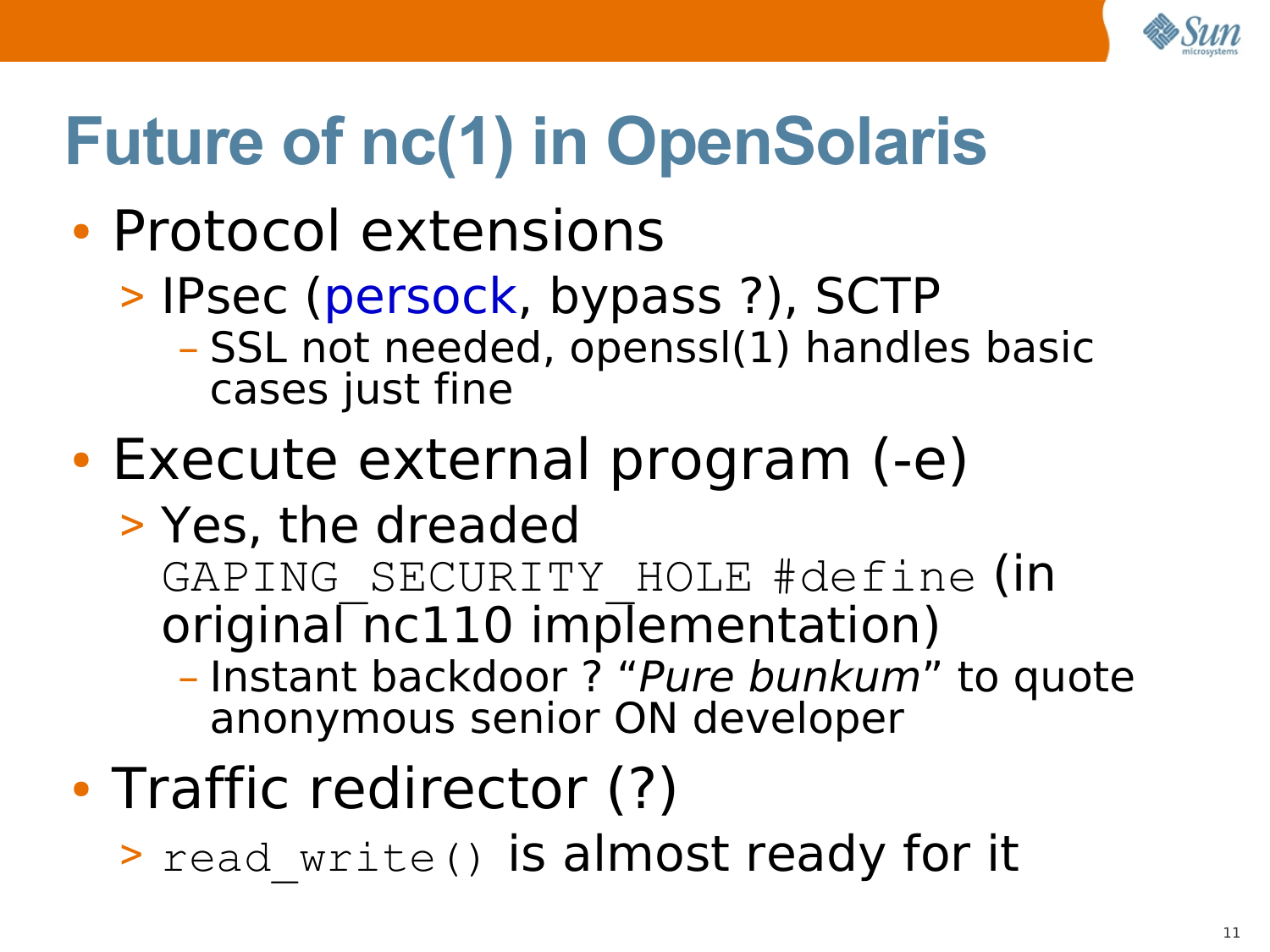# Future of nc(1) in OpenSolaris

- Protocol extensions
  - IPsec (persock, bypass ?), SCTP
    - SSL not needed, openssl(1) handles basic cases just fine
- Execute external program (-e)
  - Yes, the dreaded `GAPING_SECURITY_HOLE #define` (in original nc110 implementation)
    - Instant backdoor ? “*Pure bunkum*” to quote anonymous senior ON developer
- Traffic redirector (?)
  - `read_write()` is almost ready for it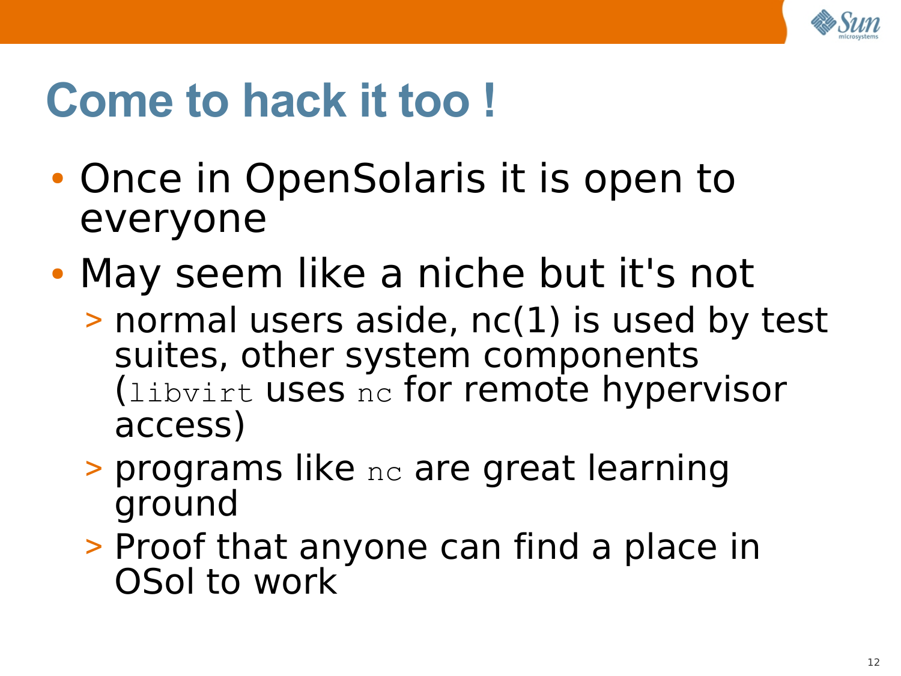# Come to hack it too !

- Once in OpenSolaris it is open to everyone
- May seem like a niche but it's not
  - normal users aside, nc(1) is used by test suites, other system components (`libvirt` uses `nc` for remote hypervisor access)
  - programs like `nc` are great learning ground
  - Proof that anyone can find a place in OSol to work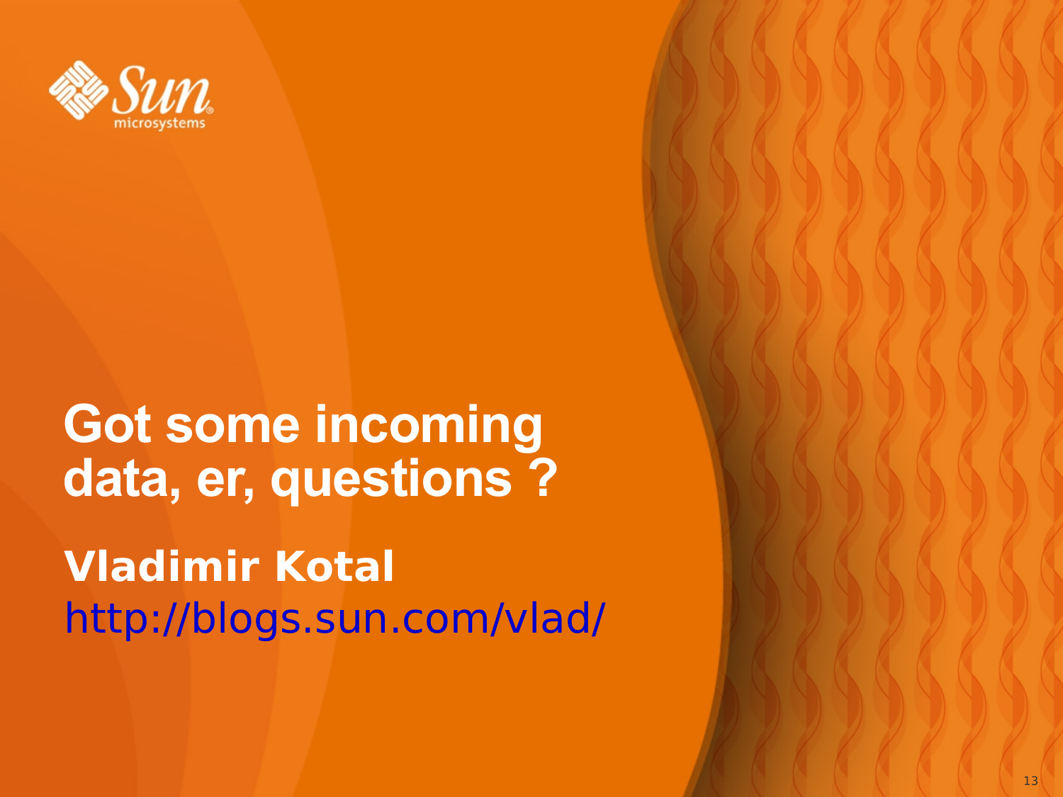# Got some incoming data, er, questions ?

**Vladimir Kotal**

http://blogs.sun.com/vlad/